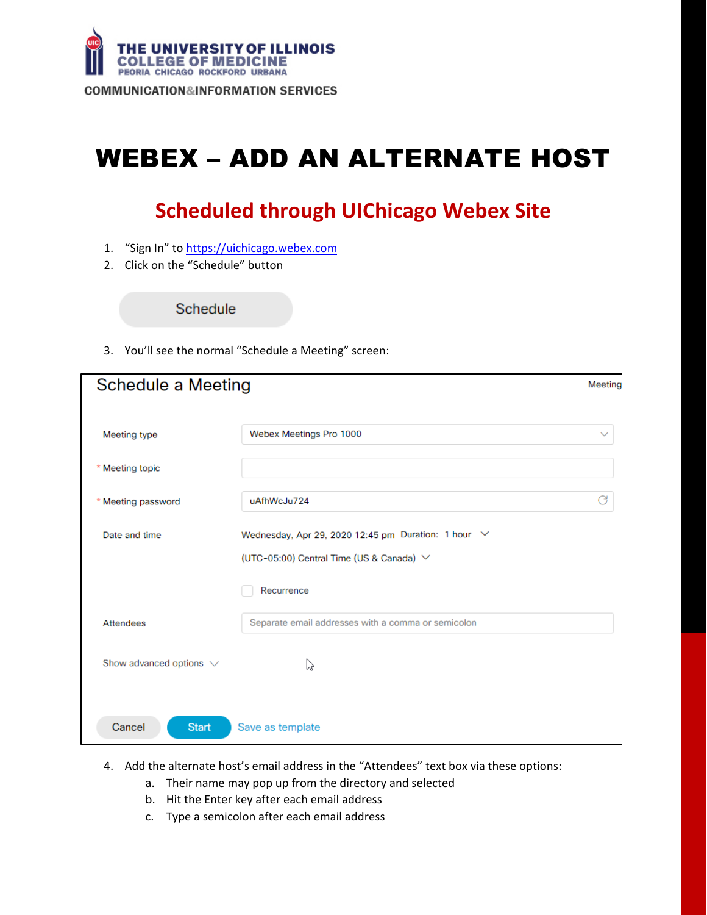THE UNIVERSITY OF ILLINOIS
COLLEGE OF MEDICINE
PEORIA CHICAGO ROCKFORD URBANA

COMMUNICATION&INFORMATION SERVICES

# WEBEX – ADD AN ALTERNATE HOST

## Scheduled through UIChicago Webex Site

1. "Sign In" to https://uichicago.webex.com
2. Click on the "Schedule" button

Schedule

3. You'll see the normal "Schedule a Meeting" screen:

Schedule a Meeting

| | |
|---|---|
| Meeting type | Webex Meetings Pro 1000 |
| * Meeting topic | |
| * Meeting password | uAfhWcJu724 |
| Date and time | Wednesday, Apr 29, 2020 12:45 pm Duration: 1 hour |
| | (UTC-05:00) Central Time (US & Canada) |
| | Recurrence |
| Attendees | Separate email addresses with a comma or semicolon |
| Show advanced options | |

Cancel Start Save as template

4. Add the alternate host's email address in the "Attendees" text box via these options:
   a. Their name may pop up from the directory and selected
   b. Hit the Enter key after each email address
   c. Type a semicolon after each email address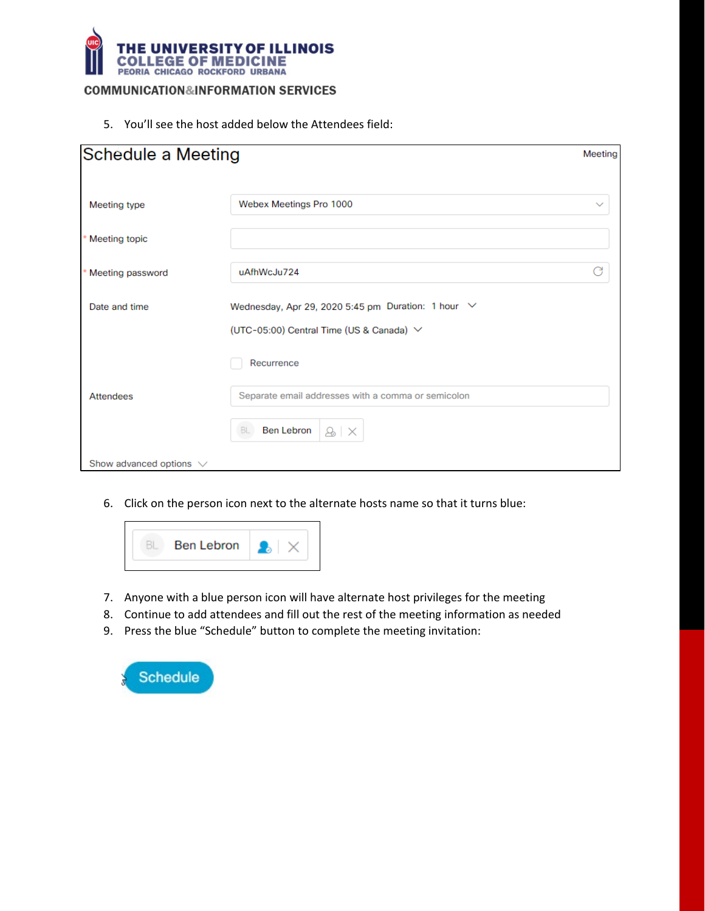5. You'll see the host added below the Attendees field:

| Schedule a Meeting | Meeting |
| --- | --- |
| Meeting type | Webex Meetings Pro 1000 |
| * Meeting topic | |
| * Meeting password | uAfhWcJu724 |
| Date and time | Wednesday, Apr 29, 2020 5:45 pm Duration: 1 hour (UTC-05:00) Central Time (US & Canada) Recurrence |
| Attendees | Separate email addresses with a comma or semicolon |
| | BL Ben Lebron |
| Show advanced options | |

6. Click on the person icon next to the alternate hosts name so that it turns blue:

BL Ben Lebron

7. Anyone with a blue person icon will have alternate host privileges for the meeting
8. Continue to add attendees and fill out the rest of the meeting information as needed
9. Press the blue "Schedule" button to complete the meeting invitation:

Schedule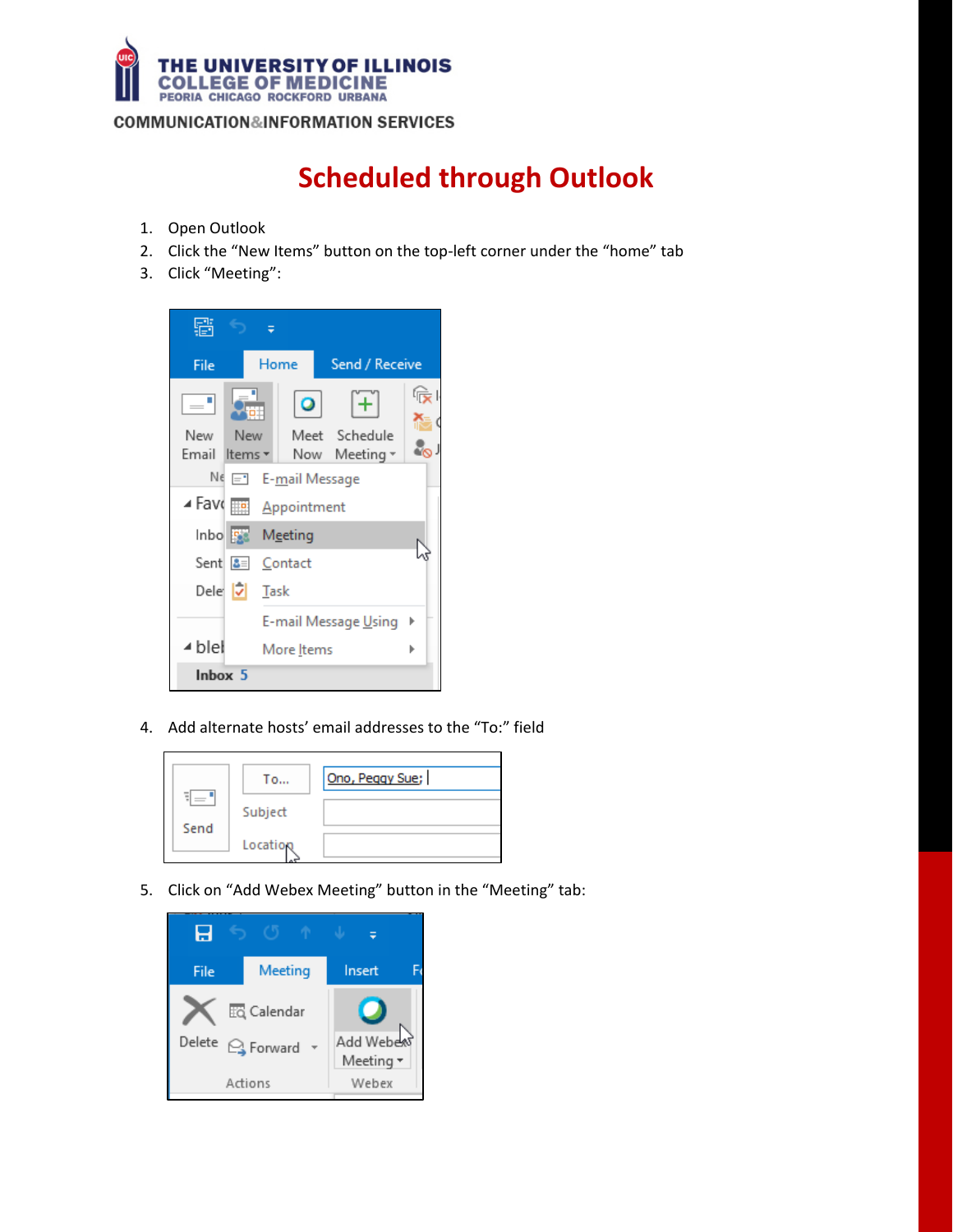# Scheduled through Outlook

1. Open Outlook
2. Click the "New Items" button on the top-left corner under the "home" tab
3. Click "Meeting":

4. Add alternate hosts' email addresses to the "To:" field

5. Click on "Add Webex Meeting" button in the "Meeting" tab: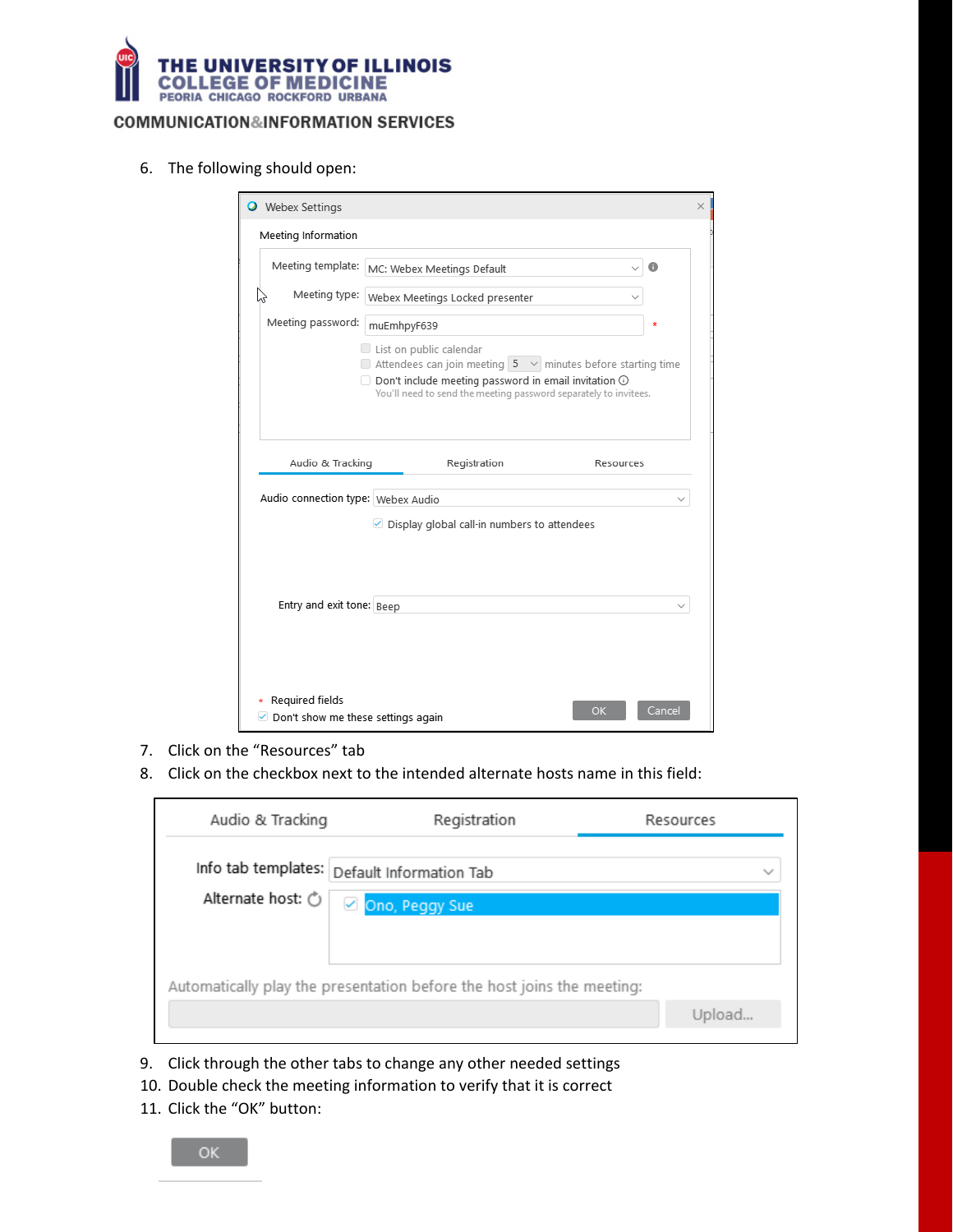6. The following should open:

7. Click on the "Resources" tab
8. Click on the checkbox next to the intended alternate hosts name in this field:

9. Click through the other tabs to change any other needed settings
10. Double check the meeting information to verify that it is correct
11. Click the "OK" button: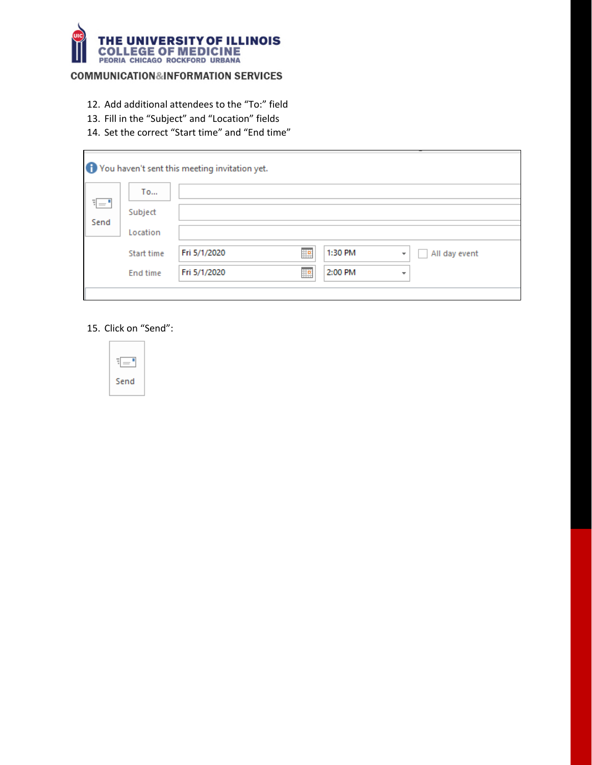12. Add additional attendees to the "To:" field
13. Fill in the "Subject" and "Location" fields
14. Set the correct "Start time" and "End time"

You haven't sent this meeting invitation yet.

Send

To...

Subject

Location

Start time Fri 5/1/2020 1:30 PM All day event

End time Fri 5/1/2020 2:00 PM

15. Click on "Send":

Send